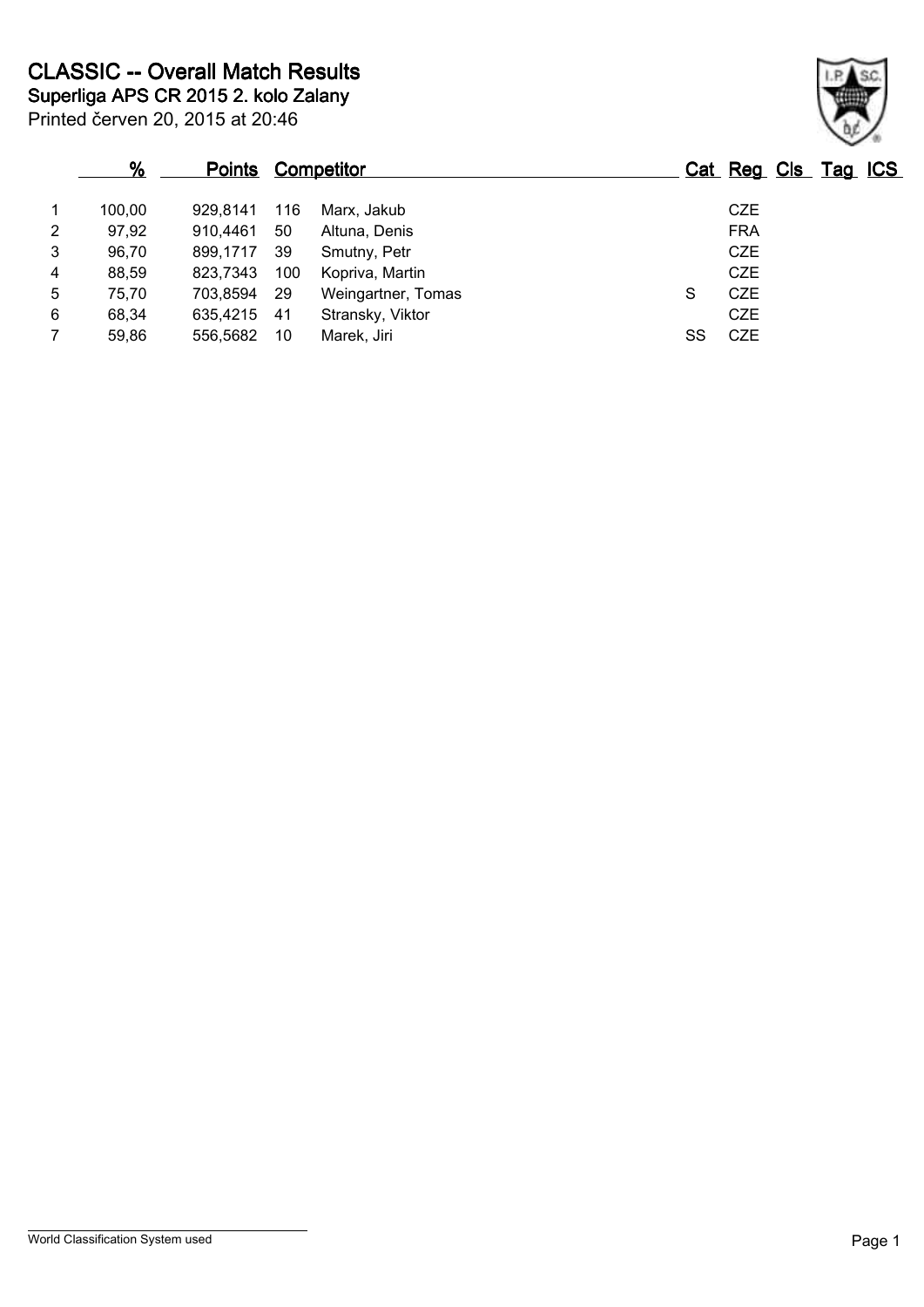# CLASSIC -- Overall Match Results

## Superliga APS CR 2015 2. kolo Zalany

Printed červen 20, 2015 at 20:46

| | % | Points | Competitor | | Cat | Reg | Cls | Tag | ICS |
|---|---|---|---|---|---|---|---|---|---|
| 1 | 100,00 | 929,8141 | 116 | Marx, Jakub | | CZE | | | |
| 2 | 97,92 | 910,4461 | 50 | Altuna, Denis | | FRA | | | |
| 3 | 96,70 | 899,1717 | 39 | Smutny, Petr | | CZE | | | |
| 4 | 88,59 | 823,7343 | 100 | Kopriva, Martin | | CZE | | | |
| 5 | 75,70 | 703,8594 | 29 | Weingartner, Tomas | S | CZE | | | |
| 6 | 68,34 | 635,4215 | 41 | Stransky, Viktor | | CZE | | | |
| 7 | 59,86 | 556,5682 | 10 | Marek, Jiri | SS | CZE | | | |

World Classification System used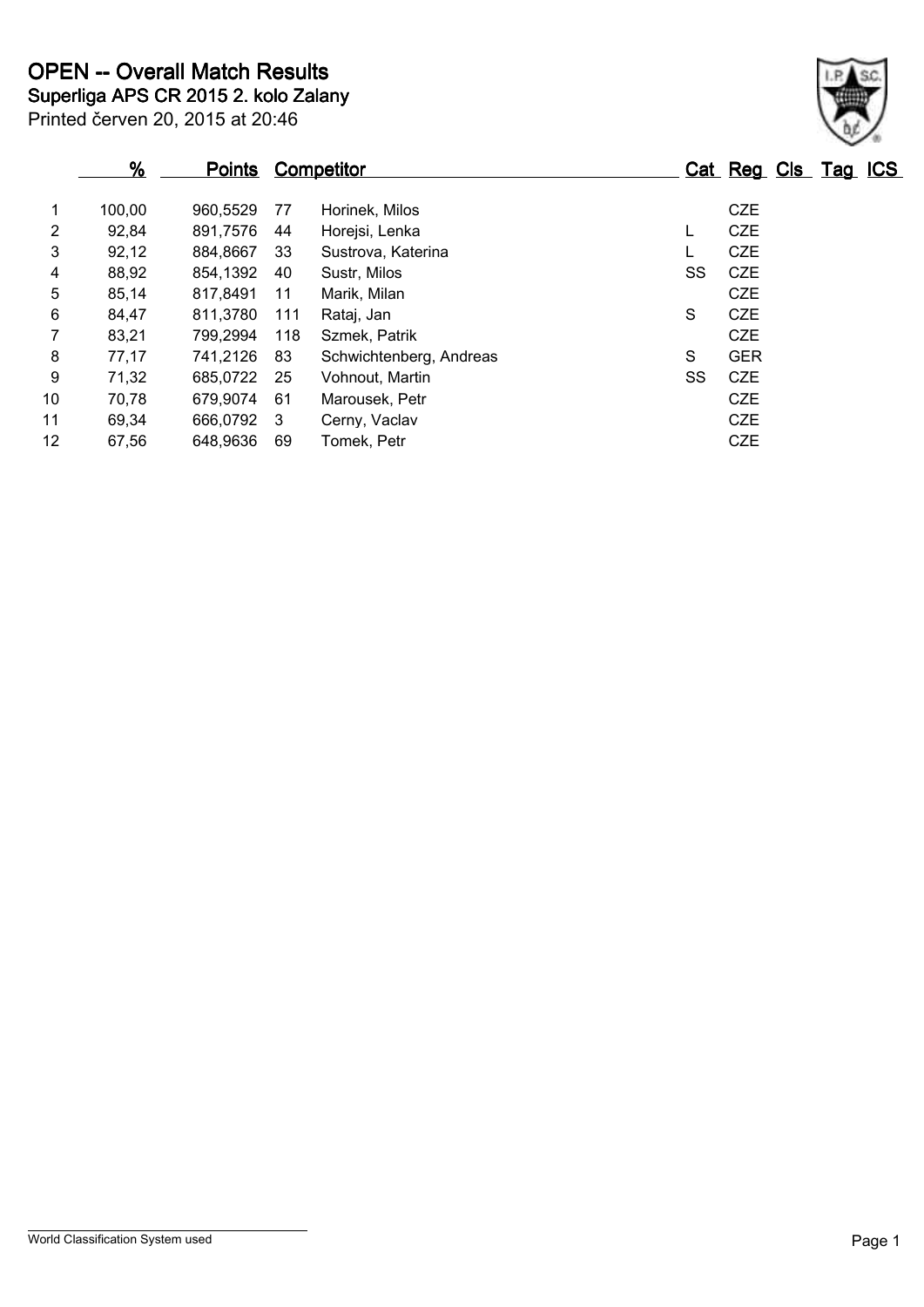# OPEN -- Overall Match Results

**Superliga APS CR 2015 2. kolo Zalany**

Printed červen 20, 2015 at 20:46

| | % | Points | Competitor | | Cat | Reg | Cls | Tag | ICS |
|---|---|---|---|---|---|---|---|---|---|
| 1 | 100,00 | 960,5529 | 77 | Horinek, Milos | | CZE | | | |
| 2 | 92,84 | 891,7576 | 44 | Horejsi, Lenka | L | CZE | | | |
| 3 | 92,12 | 884,8667 | 33 | Sustrova, Katerina | L | CZE | | | |
| 4 | 88,92 | 854,1392 | 40 | Sustr, Milos | SS | CZE | | | |
| 5 | 85,14 | 817,8491 | 11 | Marik, Milan | | CZE | | | |
| 6 | 84,47 | 811,3780 | 111 | Rataj, Jan | S | CZE | | | |
| 7 | 83,21 | 799,2994 | 118 | Szmek, Patrik | | CZE | | | |
| 8 | 77,17 | 741,2126 | 83 | Schwichtenberg, Andreas | S | GER | | | |
| 9 | 71,32 | 685,0722 | 25 | Vohnout, Martin | SS | CZE | | | |
| 10 | 70,78 | 679,9074 | 61 | Marousek, Petr | | CZE | | | |
| 11 | 69,34 | 666,0792 | 3 | Cerny, Vaclav | | CZE | | | |
| 12 | 67,56 | 648,9636 | 69 | Tomek, Petr | | CZE | | | |

World Classification System used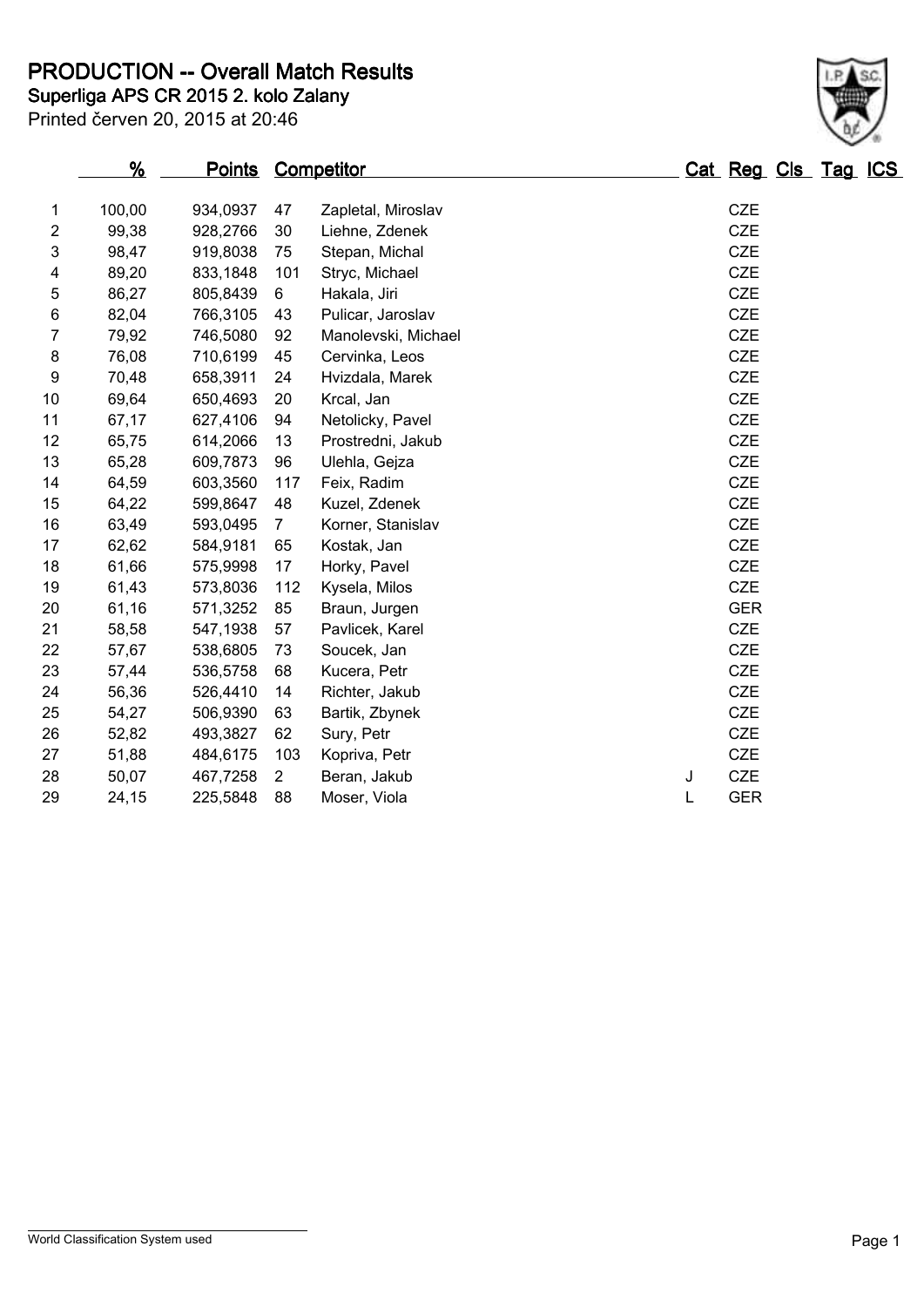# PRODUCTION -- Overall Match Results

**Superliga APS CR 2015 2. kolo Zalany**

Printed červen 20, 2015 at 20:46

| | % | Points | Competitor | | Cat | Reg | Cls | Tag | ICS |
|---|---|---|---|---|---|---|---|---|---|
| 1 | 100,00 | 934,0937 | 47 | Zapletal, Miroslav | | CZE | | | |
| 2 | 99,38 | 928,2766 | 30 | Liehne, Zdenek | | CZE | | | |
| 3 | 98,47 | 919,8038 | 75 | Stepan, Michal | | CZE | | | |
| 4 | 89,20 | 833,1848 | 101 | Stryc, Michael | | CZE | | | |
| 5 | 86,27 | 805,8439 | 6 | Hakala, Jiri | | CZE | | | |
| 6 | 82,04 | 766,3105 | 43 | Pulicar, Jaroslav | | CZE | | | |
| 7 | 79,92 | 746,5080 | 92 | Manolevski, Michael | | CZE | | | |
| 8 | 76,08 | 710,6199 | 45 | Cervinka, Leos | | CZE | | | |
| 9 | 70,48 | 658,3911 | 24 | Hvizdala, Marek | | CZE | | | |
| 10 | 69,64 | 650,4693 | 20 | Krcal, Jan | | CZE | | | |
| 11 | 67,17 | 627,4106 | 94 | Netolicky, Pavel | | CZE | | | |
| 12 | 65,75 | 614,2066 | 13 | Prostredni, Jakub | | CZE | | | |
| 13 | 65,28 | 609,7873 | 96 | Ulehla, Gejza | | CZE | | | |
| 14 | 64,59 | 603,3560 | 117 | Feix, Radim | | CZE | | | |
| 15 | 64,22 | 599,8647 | 48 | Kuzel, Zdenek | | CZE | | | |
| 16 | 63,49 | 593,0495 | 7 | Korner, Stanislav | | CZE | | | |
| 17 | 62,62 | 584,9181 | 65 | Kostak, Jan | | CZE | | | |
| 18 | 61,66 | 575,9998 | 17 | Horky, Pavel | | CZE | | | |
| 19 | 61,43 | 573,8036 | 112 | Kysela, Milos | | CZE | | | |
| 20 | 61,16 | 571,3252 | 85 | Braun, Jurgen | | GER | | | |
| 21 | 58,58 | 547,1938 | 57 | Pavlicek, Karel | | CZE | | | |
| 22 | 57,67 | 538,6805 | 73 | Soucek, Jan | | CZE | | | |
| 23 | 57,44 | 536,5758 | 68 | Kucera, Petr | | CZE | | | |
| 24 | 56,36 | 526,4410 | 14 | Richter, Jakub | | CZE | | | |
| 25 | 54,27 | 506,9390 | 63 | Bartik, Zbynek | | CZE | | | |
| 26 | 52,82 | 493,3827 | 62 | Sury, Petr | | CZE | | | |
| 27 | 51,88 | 484,6175 | 103 | Kopriva, Petr | | CZE | | | |
| 28 | 50,07 | 467,7258 | 2 | Beran, Jakub | J | CZE | | | |
| 29 | 24,15 | 225,5848 | 88 | Moser, Viola | L | GER | | | |

World Classification System used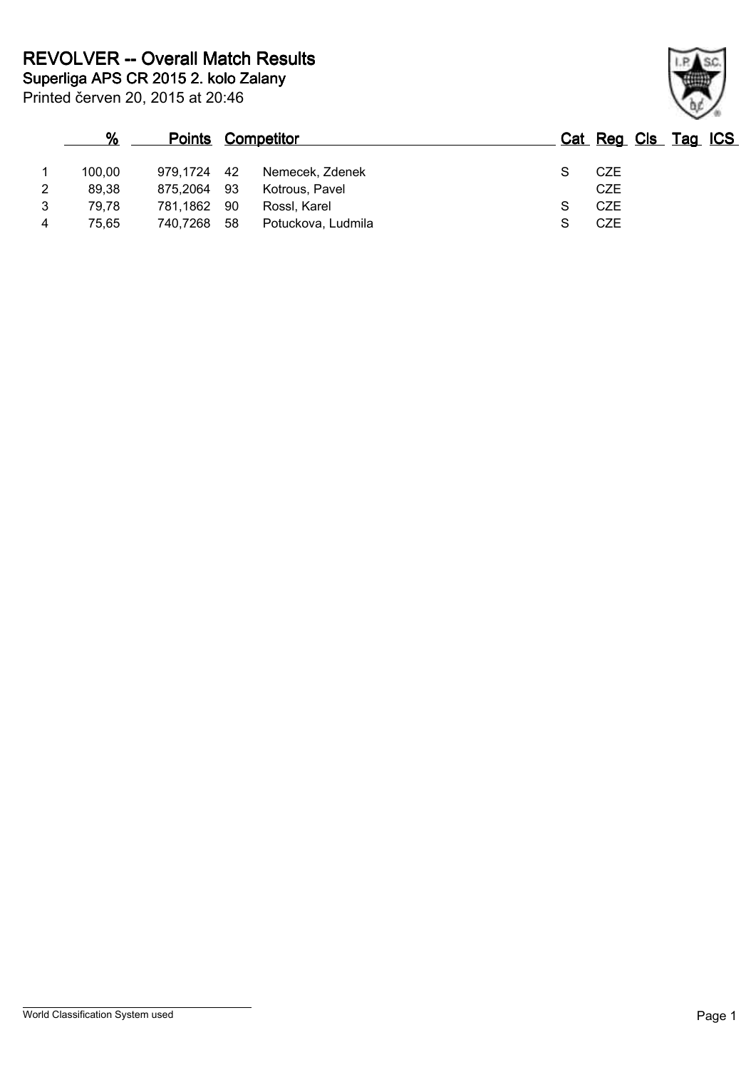# REVOLVER -- Overall Match Results

## Superliga APS CR 2015 2. kolo Zalany

Printed červen 20, 2015 at 20:46

| | % | Points | | Competitor | Cat | Reg | Cls | Tag | ICS |
|---|---|---|---|---|---|---|---|---|---|
| 1 | 100,00 | 979,1724 | 42 | Nemecek, Zdenek | S | CZE | | | |
| 2 | 89,38 | 875,2064 | 93 | Kotrous, Pavel | | CZE | | | |
| 3 | 79,78 | 781,1862 | 90 | Rossl, Karel | S | CZE | | | |
| 4 | 75,65 | 740,7268 | 58 | Potuckova, Ludmila | S | CZE | | | |

World Classification System used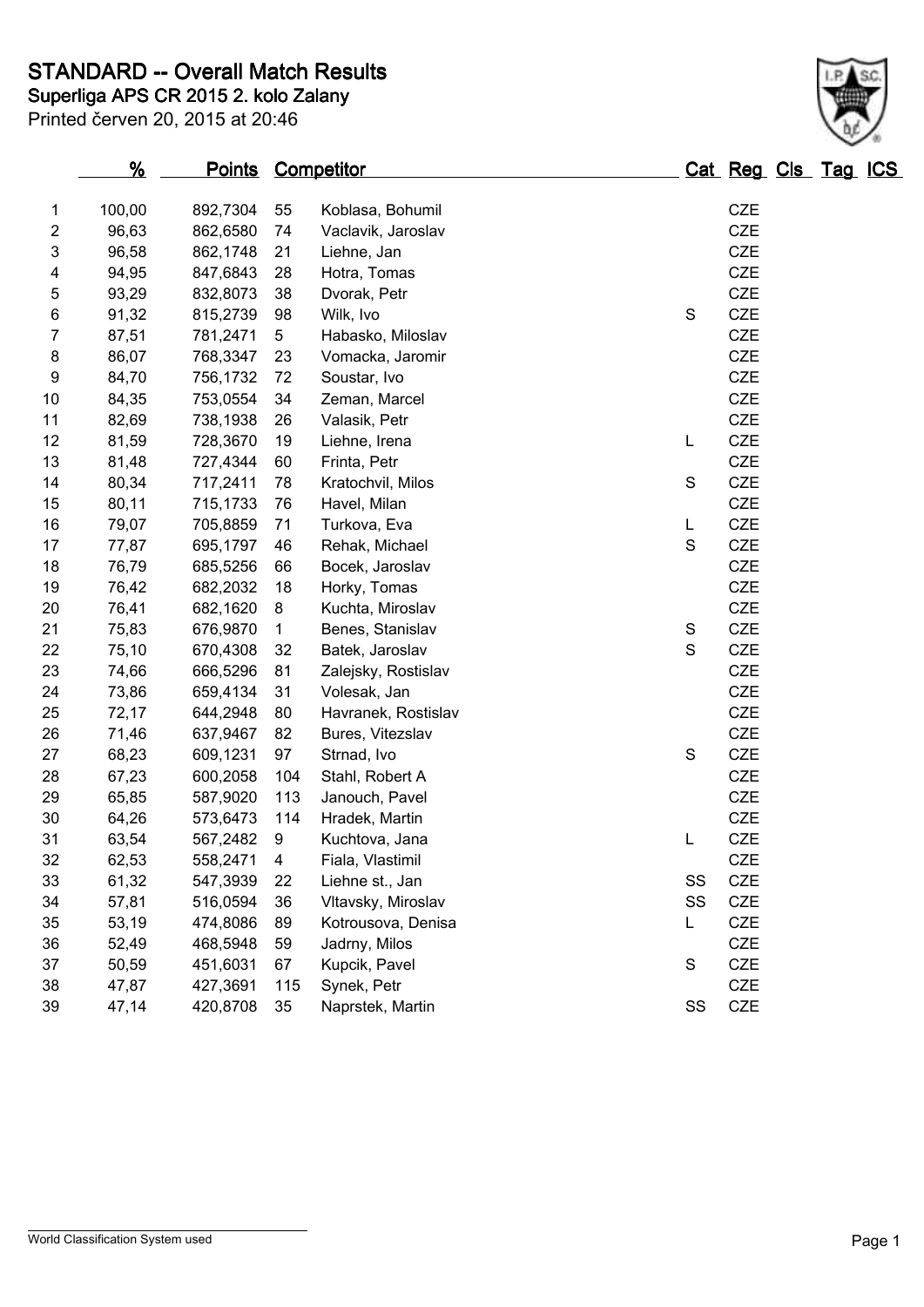# STANDARD -- Overall Match Results

## Superliga APS CR 2015 2. kolo Zalany

Printed červen 20, 2015 at 20:46

| | % | Points | Competitor | | Cat | Reg | Cls | Tag | ICS |
|---|---|---|---|---|---|---|---|---|---|
| 1 | 100,00 | 892,7304 | 55 | Koblasa, Bohumil | | CZE | | | |
| 2 | 96,63 | 862,6580 | 74 | Vaclavik, Jaroslav | | CZE | | | |
| 3 | 96,58 | 862,1748 | 21 | Liehne, Jan | | CZE | | | |
| 4 | 94,95 | 847,6843 | 28 | Hotra, Tomas | | CZE | | | |
| 5 | 93,29 | 832,8073 | 38 | Dvorak, Petr | | CZE | | | |
| 6 | 91,32 | 815,2739 | 98 | Wilk, Ivo | S | CZE | | | |
| 7 | 87,51 | 781,2471 | 5 | Habasko, Miloslav | | CZE | | | |
| 8 | 86,07 | 768,3347 | 23 | Vomacka, Jaromir | | CZE | | | |
| 9 | 84,70 | 756,1732 | 72 | Soustar, Ivo | | CZE | | | |
| 10 | 84,35 | 753,0554 | 34 | Zeman, Marcel | | CZE | | | |
| 11 | 82,69 | 738,1938 | 26 | Valasik, Petr | | CZE | | | |
| 12 | 81,59 | 728,3670 | 19 | Liehne, Irena | L | CZE | | | |
| 13 | 81,48 | 727,4344 | 60 | Frinta, Petr | | CZE | | | |
| 14 | 80,34 | 717,2411 | 78 | Kratochvil, Milos | S | CZE | | | |
| 15 | 80,11 | 715,1733 | 76 | Havel, Milan | | CZE | | | |
| 16 | 79,07 | 705,8859 | 71 | Turkova, Eva | L | CZE | | | |
| 17 | 77,87 | 695,1797 | 46 | Rehak, Michael | S | CZE | | | |
| 18 | 76,79 | 685,5256 | 66 | Bocek, Jaroslav | | CZE | | | |
| 19 | 76,42 | 682,2032 | 18 | Horky, Tomas | | CZE | | | |
| 20 | 76,41 | 682,1620 | 8 | Kuchta, Miroslav | | CZE | | | |
| 21 | 75,83 | 676,9870 | 1 | Benes, Stanislav | S | CZE | | | |
| 22 | 75,10 | 670,4308 | 32 | Batek, Jaroslav | S | CZE | | | |
| 23 | 74,66 | 666,5296 | 81 | Zalejsky, Rostislav | | CZE | | | |
| 24 | 73,86 | 659,4134 | 31 | Volesak, Jan | | CZE | | | |
| 25 | 72,17 | 644,2948 | 80 | Havranek, Rostislav | | CZE | | | |
| 26 | 71,46 | 637,9467 | 82 | Bures, Vitezslav | | CZE | | | |
| 27 | 68,23 | 609,1231 | 97 | Strnad, Ivo | S | CZE | | | |
| 28 | 67,23 | 600,2058 | 104 | Stahl, Robert A | | CZE | | | |
| 29 | 65,85 | 587,9020 | 113 | Janouch, Pavel | | CZE | | | |
| 30 | 64,26 | 573,6473 | 114 | Hradek, Martin | | CZE | | | |
| 31 | 63,54 | 567,2482 | 9 | Kuchtova, Jana | L | CZE | | | |
| 32 | 62,53 | 558,2471 | 4 | Fiala, Vlastimil | | CZE | | | |
| 33 | 61,32 | 547,3939 | 22 | Liehne st., Jan | SS | CZE | | | |
| 34 | 57,81 | 516,0594 | 36 | Vltavsky, Miroslav | SS | CZE | | | |
| 35 | 53,19 | 474,8086 | 89 | Kotrousova, Denisa | L | CZE | | | |
| 36 | 52,49 | 468,5948 | 59 | Jadrny, Milos | | CZE | | | |
| 37 | 50,59 | 451,6031 | 67 | Kupcik, Pavel | S | CZE | | | |
| 38 | 47,87 | 427,3691 | 115 | Synek, Petr | | CZE | | | |
| 39 | 47,14 | 420,8708 | 35 | Naprstek, Martin | SS | CZE | | | |

World Classification System used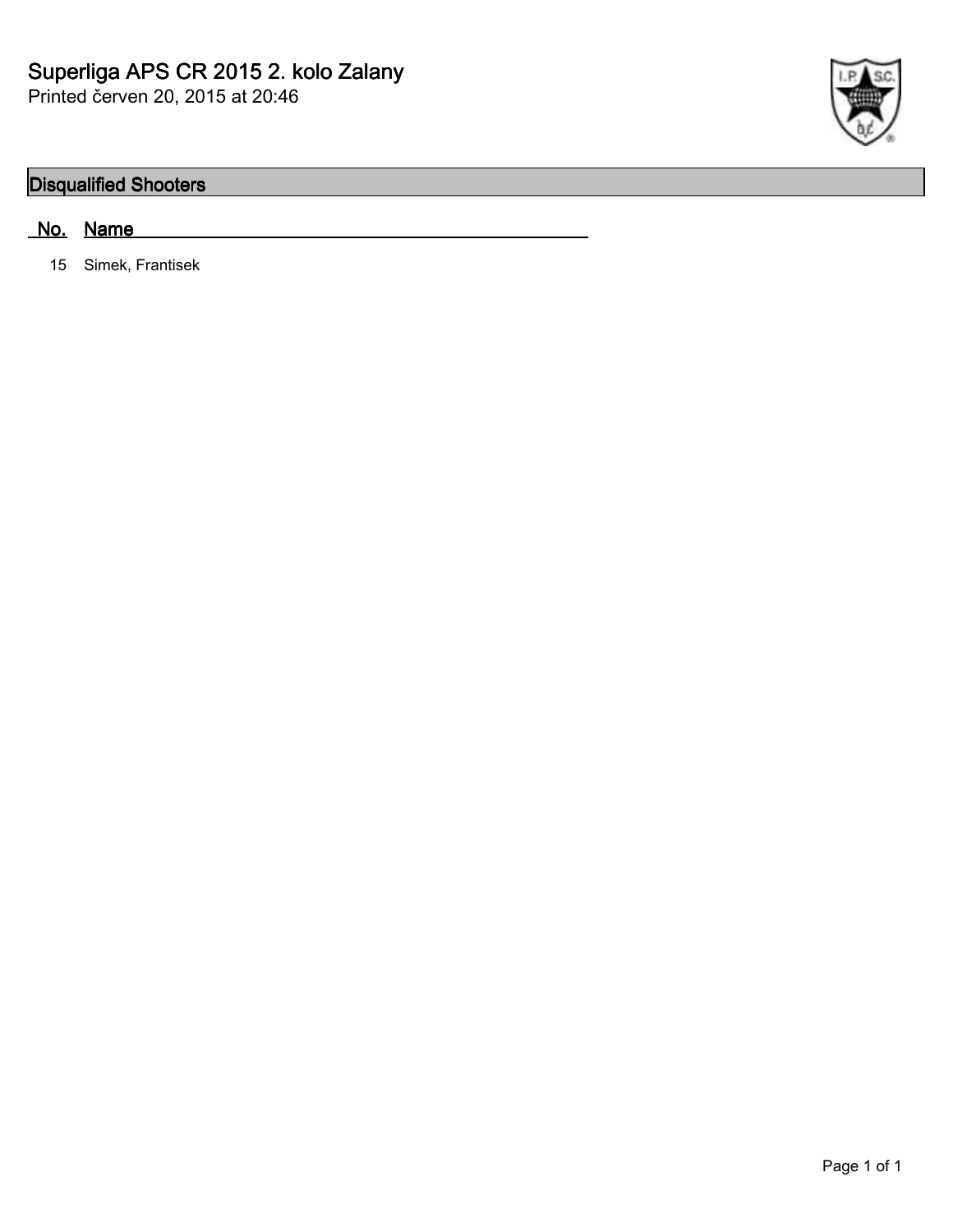# Superliga APS CR 2015 2. kolo Zalany

Printed červen 20, 2015 at 20:46

## Disqualified Shooters

| No. | Name |
|---|---|
| 15 | Simek, Frantisek |